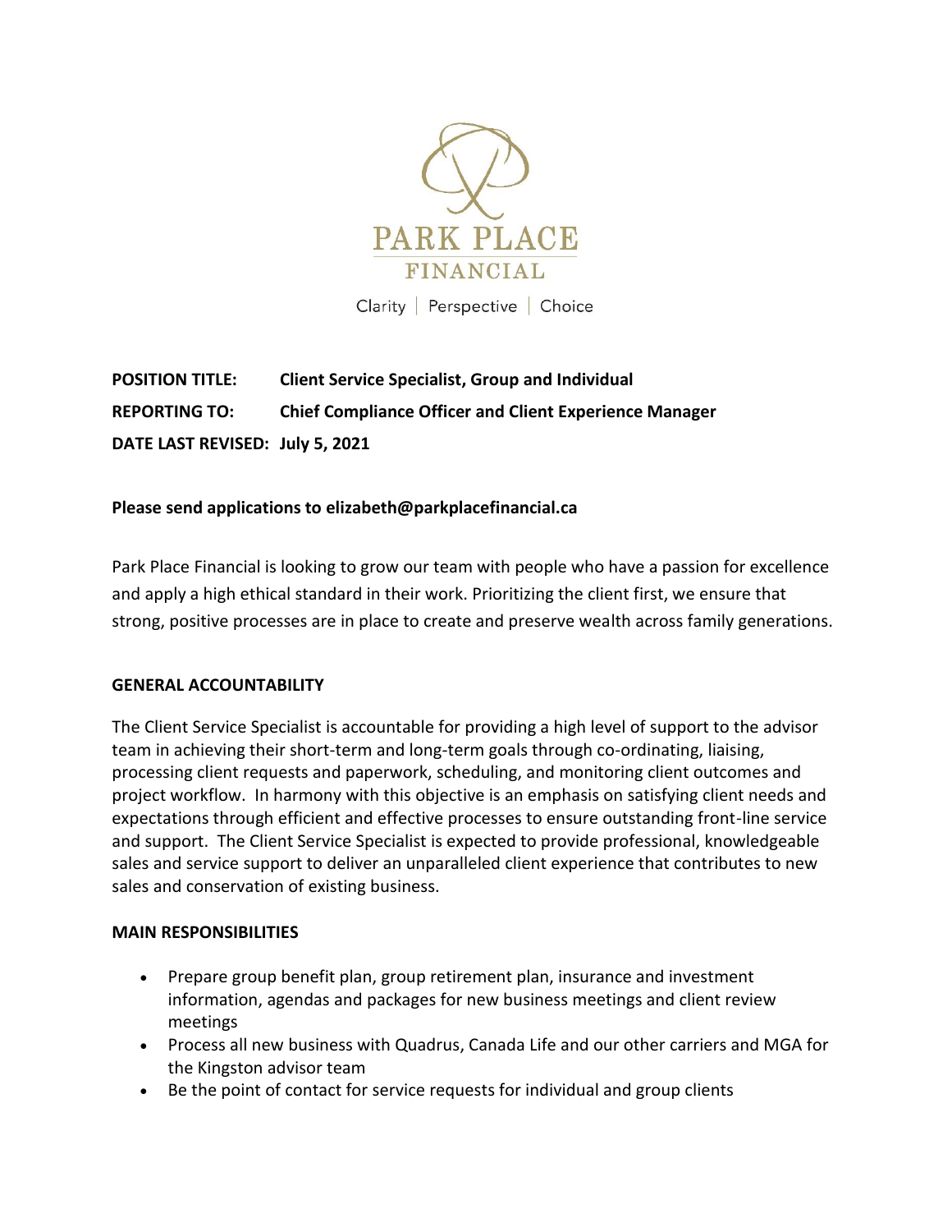PARK PLACE

FINANCIAL

Clarity | Perspective | Choice

**POSITION TITLE:** **Client Service Specialist, Group and Individual**

**REPORTING TO:** **Chief Compliance Officer and Client Experience Manager**

**DATE LAST REVISED:** **July 5, 2021**

**Please send applications to elizabeth@parkplacefinancial.ca**

Park Place Financial is looking to grow our team with people who have a passion for excellence and apply a high ethical standard in their work. Prioritizing the client first, we ensure that strong, positive processes are in place to create and preserve wealth across family generations.

## GENERAL ACCOUNTABILITY

The Client Service Specialist is accountable for providing a high level of support to the advisor team in achieving their short-term and long-term goals through co-ordinating, liaising, processing client requests and paperwork, scheduling, and monitoring client outcomes and project workflow. In harmony with this objective is an emphasis on satisfying client needs and expectations through efficient and effective processes to ensure outstanding front-line service and support. The Client Service Specialist is expected to provide professional, knowledgeable sales and service support to deliver an unparalleled client experience that contributes to new sales and conservation of existing business.

## MAIN RESPONSIBILITIES

- Prepare group benefit plan, group retirement plan, insurance and investment information, agendas and packages for new business meetings and client review meetings
- Process all new business with Quadrus, Canada Life and our other carriers and MGA for the Kingston advisor team
- Be the point of contact for service requests for individual and group clients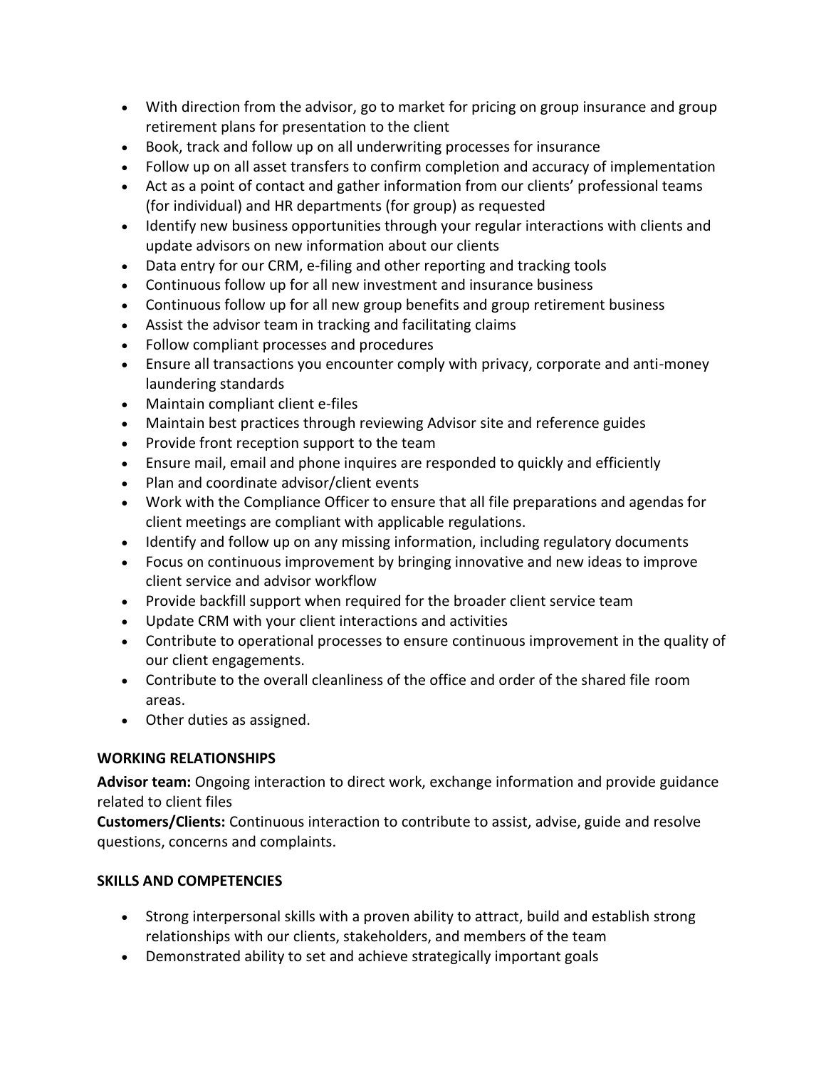- With direction from the advisor, go to market for pricing on group insurance and group retirement plans for presentation to the client
- Book, track and follow up on all underwriting processes for insurance
- Follow up on all asset transfers to confirm completion and accuracy of implementation
- Act as a point of contact and gather information from our clients' professional teams (for individual) and HR departments (for group) as requested
- Identify new business opportunities through your regular interactions with clients and update advisors on new information about our clients
- Data entry for our CRM, e-filing and other reporting and tracking tools
- Continuous follow up for all new investment and insurance business
- Continuous follow up for all new group benefits and group retirement business
- Assist the advisor team in tracking and facilitating claims
- Follow compliant processes and procedures
- Ensure all transactions you encounter comply with privacy, corporate and anti-money laundering standards
- Maintain compliant client e-files
- Maintain best practices through reviewing Advisor site and reference guides
- Provide front reception support to the team
- Ensure mail, email and phone inquires are responded to quickly and efficiently
- Plan and coordinate advisor/client events
- Work with the Compliance Officer to ensure that all file preparations and agendas for client meetings are compliant with applicable regulations.
- Identify and follow up on any missing information, including regulatory documents
- Focus on continuous improvement by bringing innovative and new ideas to improve client service and advisor workflow
- Provide backfill support when required for the broader client service team
- Update CRM with your client interactions and activities
- Contribute to operational processes to ensure continuous improvement in the quality of our client engagements.
- Contribute to the overall cleanliness of the office and order of the shared file room areas.
- Other duties as assigned.

**WORKING RELATIONSHIPS**

**Advisor team:** Ongoing interaction to direct work, exchange information and provide guidance related to client files

**Customers/Clients:** Continuous interaction to contribute to assist, advise, guide and resolve questions, concerns and complaints.

**SKILLS AND COMPETENCIES**

- Strong interpersonal skills with a proven ability to attract, build and establish strong relationships with our clients, stakeholders, and members of the team
- Demonstrated ability to set and achieve strategically important goals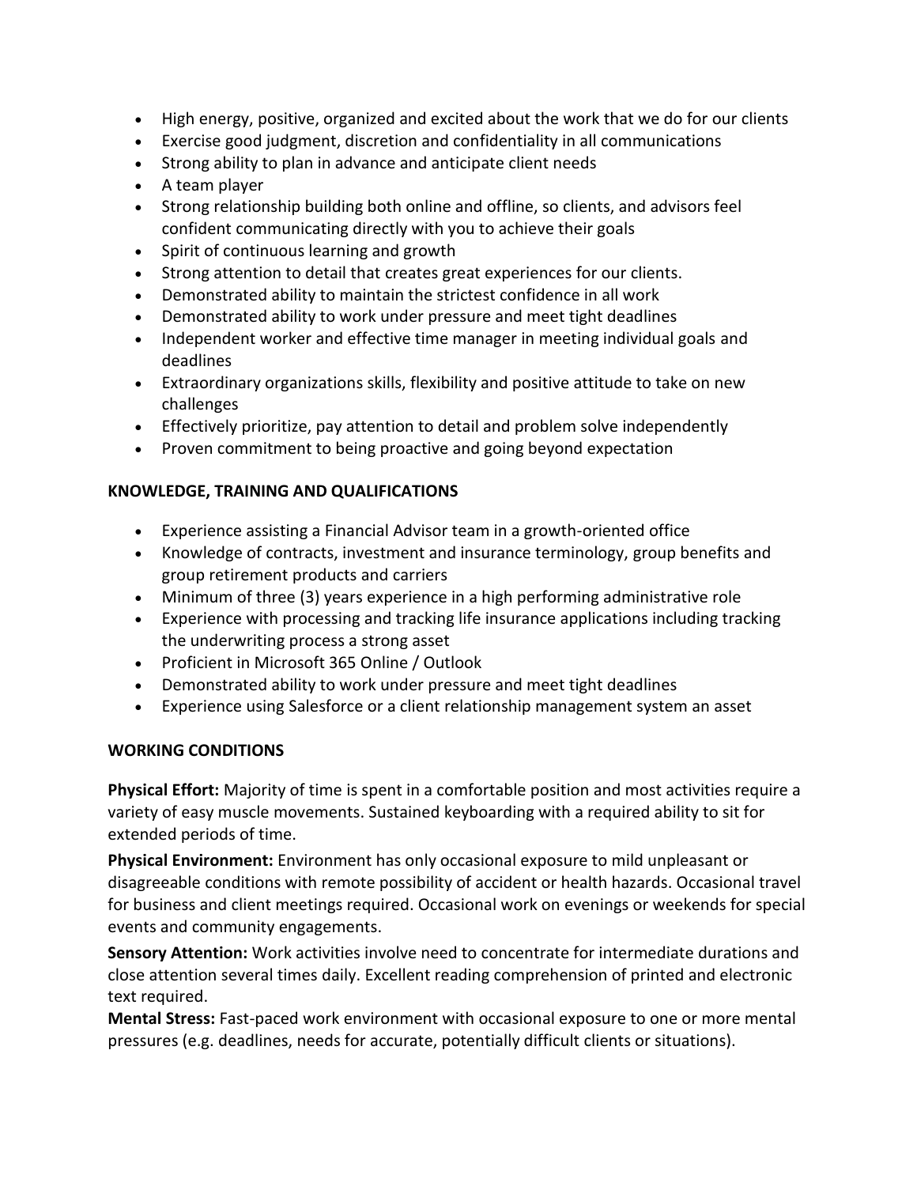- High energy, positive, organized and excited about the work that we do for our clients
- Exercise good judgment, discretion and confidentiality in all communications
- Strong ability to plan in advance and anticipate client needs
- A team player
- Strong relationship building both online and offline, so clients, and advisors feel confident communicating directly with you to achieve their goals
- Spirit of continuous learning and growth
- Strong attention to detail that creates great experiences for our clients.
- Demonstrated ability to maintain the strictest confidence in all work
- Demonstrated ability to work under pressure and meet tight deadlines
- Independent worker and effective time manager in meeting individual goals and deadlines
- Extraordinary organizations skills, flexibility and positive attitude to take on new challenges
- Effectively prioritize, pay attention to detail and problem solve independently
- Proven commitment to being proactive and going beyond expectation

**KNOWLEDGE, TRAINING AND QUALIFICATIONS**

- Experience assisting a Financial Advisor team in a growth-oriented office
- Knowledge of contracts, investment and insurance terminology, group benefits and group retirement products and carriers
- Minimum of three (3) years experience in a high performing administrative role
- Experience with processing and tracking life insurance applications including tracking the underwriting process a strong asset
- Proficient in Microsoft 365 Online / Outlook
- Demonstrated ability to work under pressure and meet tight deadlines
- Experience using Salesforce or a client relationship management system an asset

**WORKING CONDITIONS**

**Physical Effort:** Majority of time is spent in a comfortable position and most activities require a variety of easy muscle movements. Sustained keyboarding with a required ability to sit for extended periods of time.

**Physical Environment:** Environment has only occasional exposure to mild unpleasant or disagreeable conditions with remote possibility of accident or health hazards. Occasional travel for business and client meetings required. Occasional work on evenings or weekends for special events and community engagements.

**Sensory Attention:** Work activities involve need to concentrate for intermediate durations and close attention several times daily. Excellent reading comprehension of printed and electronic text required.

**Mental Stress:** Fast-paced work environment with occasional exposure to one or more mental pressures (e.g. deadlines, needs for accurate, potentially difficult clients or situations).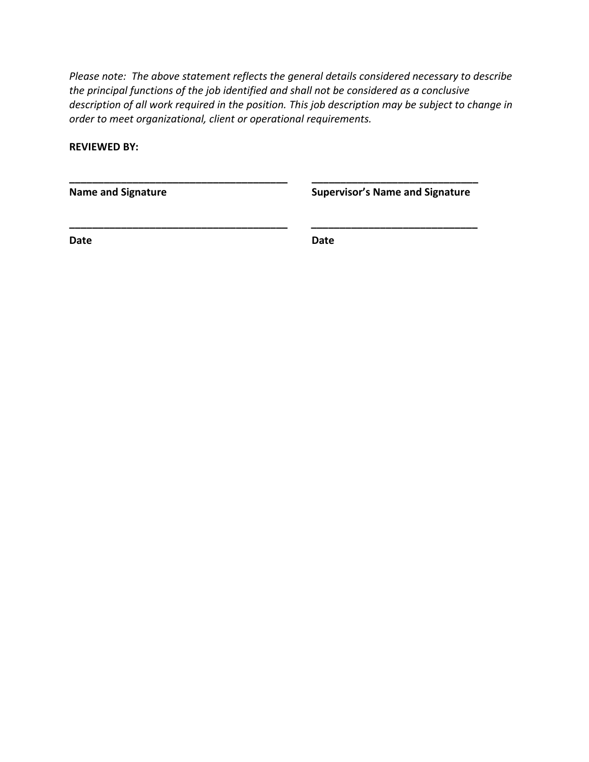*Please note: The above statement reflects the general details considered necessary to describe the principal functions of the job identified and shall not be considered as a conclusive description of all work required in the position. This job description may be subject to change in order to meet organizational, client or operational requirements.*

**REVIEWED BY:**

| | |
|---|---|
| \_\_\_\_\_\_\_\_\_\_\_\_\_\_\_\_\_\_\_\_\_\_\_\_\_\_\_\_\_\_\_\_\_\_\_\_\_\_\_ | \_\_\_\_\_\_\_\_\_\_\_\_\_\_\_\_\_\_\_\_\_\_\_\_\_\_\_\_\_\_ |
| **Name and Signature** | **Supervisor's Name and Signature** |
| \_\_\_\_\_\_\_\_\_\_\_\_\_\_\_\_\_\_\_\_\_\_\_\_\_\_\_\_\_\_\_\_\_\_\_\_\_\_\_ | \_\_\_\_\_\_\_\_\_\_\_\_\_\_\_\_\_\_\_\_\_\_\_\_\_\_\_\_\_\_ |
| **Date** | **Date** |